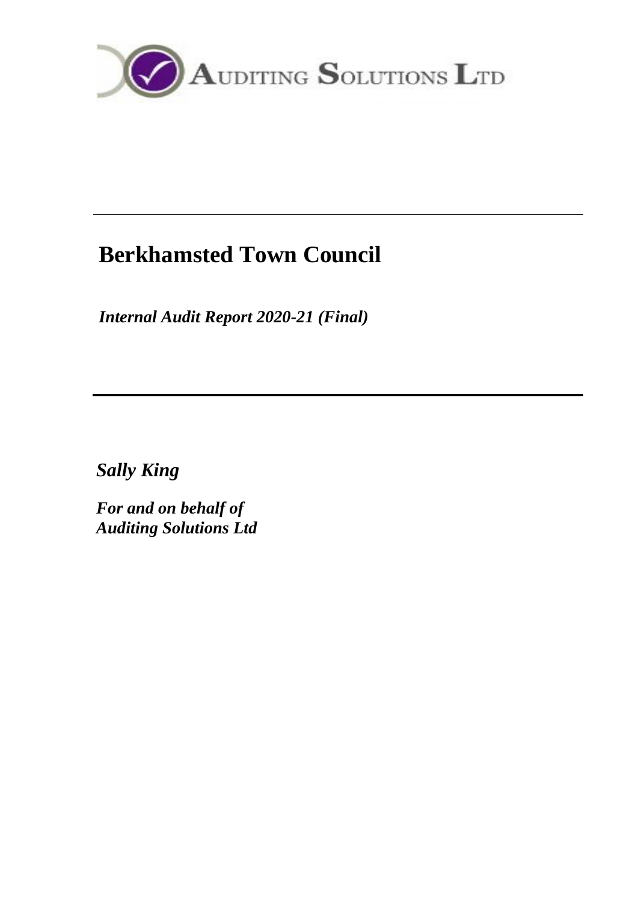AUDITING SOLUTIONS LTD

---

# Berkhamsted Town Council

*Internal Audit Report 2020-21 (Final)*

---

*Sally King*

*For and on behalf of*
*Auditing Solutions Ltd*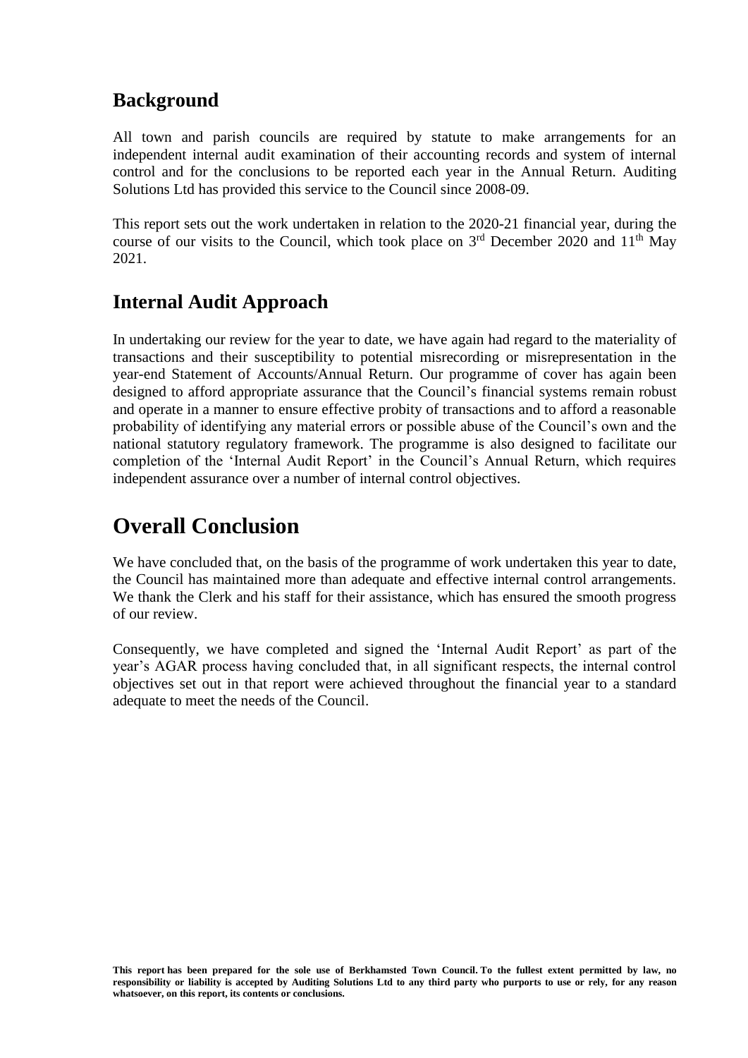## Background

All town and parish councils are required by statute to make arrangements for an independent internal audit examination of their accounting records and system of internal control and for the conclusions to be reported each year in the Annual Return. Auditing Solutions Ltd has provided this service to the Council since 2008-09.

This report sets out the work undertaken in relation to the 2020-21 financial year, during the course of our visits to the Council, which took place on 3rd December 2020 and 11th May 2021.

## Internal Audit Approach

In undertaking our review for the year to date, we have again had regard to the materiality of transactions and their susceptibility to potential misrecording or misrepresentation in the year-end Statement of Accounts/Annual Return. Our programme of cover has again been designed to afford appropriate assurance that the Council's financial systems remain robust and operate in a manner to ensure effective probity of transactions and to afford a reasonable probability of identifying any material errors or possible abuse of the Council's own and the national statutory regulatory framework. The programme is also designed to facilitate our completion of the 'Internal Audit Report' in the Council's Annual Return, which requires independent assurance over a number of internal control objectives.

# Overall Conclusion

We have concluded that, on the basis of the programme of work undertaken this year to date, the Council has maintained more than adequate and effective internal control arrangements. We thank the Clerk and his staff for their assistance, which has ensured the smooth progress of our review.

Consequently, we have completed and signed the 'Internal Audit Report' as part of the year's AGAR process having concluded that, in all significant respects, the internal control objectives set out in that report were achieved throughout the financial year to a standard adequate to meet the needs of the Council.

**This report has been prepared for the sole use of Berkhamsted Town Council. To the fullest extent permitted by law, no responsibility or liability is accepted by Auditing Solutions Ltd to any third party who purports to use or rely, for any reason whatsoever, on this report, its contents or conclusions.**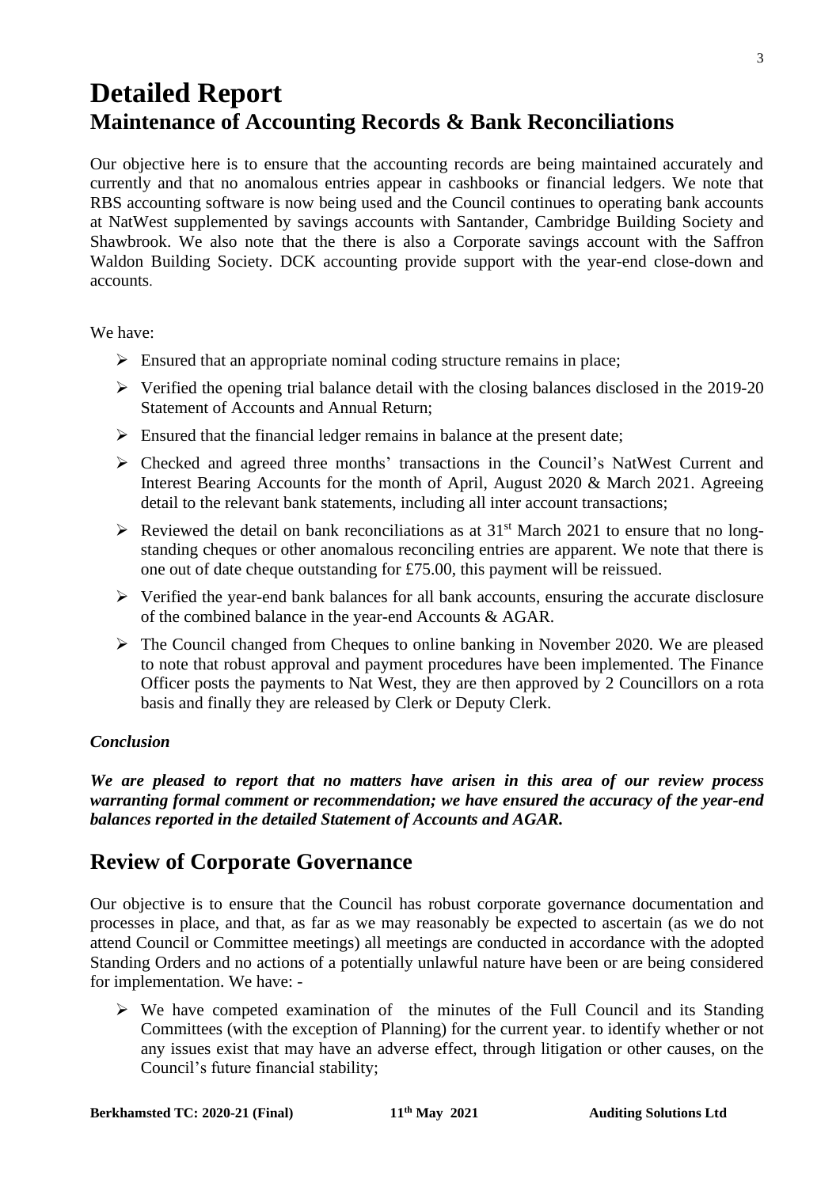# Detailed Report

## Maintenance of Accounting Records & Bank Reconciliations

Our objective here is to ensure that the accounting records are being maintained accurately and currently and that no anomalous entries appear in cashbooks or financial ledgers. We note that RBS accounting software is now being used and the Council continues to operating bank accounts at NatWest supplemented by savings accounts with Santander, Cambridge Building Society and Shawbrook. We also note that the there is also a Corporate savings account with the Saffron Waldon Building Society. DCK accounting provide support with the year-end close-down and accounts.

We have:

- Ensured that an appropriate nominal coding structure remains in place;
- Verified the opening trial balance detail with the closing balances disclosed in the 2019-20 Statement of Accounts and Annual Return;
- Ensured that the financial ledger remains in balance at the present date;
- Checked and agreed three months' transactions in the Council's NatWest Current and Interest Bearing Accounts for the month of April, August 2020 & March 2021. Agreeing detail to the relevant bank statements, including all inter account transactions;
- Reviewed the detail on bank reconciliations as at 31st March 2021 to ensure that no long-standing cheques or other anomalous reconciling entries are apparent. We note that there is one out of date cheque outstanding for £75.00, this payment will be reissued.
- Verified the year-end bank balances for all bank accounts, ensuring the accurate disclosure of the combined balance in the year-end Accounts & AGAR.
- The Council changed from Cheques to online banking in November 2020. We are pleased to note that robust approval and payment procedures have been implemented. The Finance Officer posts the payments to Nat West, they are then approved by 2 Councillors on a rota basis and finally they are released by Clerk or Deputy Clerk.

***Conclusion***

***We are pleased to report that no matters have arisen in this area of our review process warranting formal comment or recommendation; we have ensured the accuracy of the year-end balances reported in the detailed Statement of Accounts and AGAR.***

## Review of Corporate Governance

Our objective is to ensure that the Council has robust corporate governance documentation and processes in place, and that, as far as we may reasonably be expected to ascertain (as we do not attend Council or Committee meetings) all meetings are conducted in accordance with the adopted Standing Orders and no actions of a potentially unlawful nature have been or are being considered for implementation. We have: -

- We have competed examination of the minutes of the Full Council and its Standing Committees (with the exception of Planning) for the current year. to identify whether or not any issues exist that may have an adverse effect, through litigation or other causes, on the Council's future financial stability;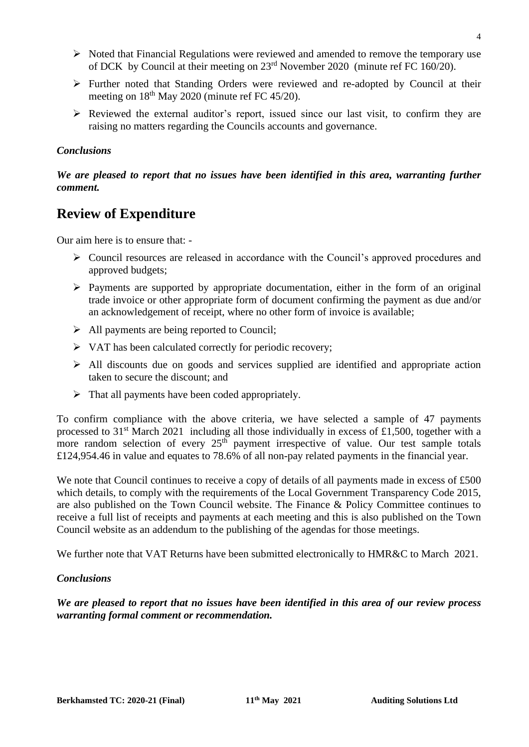- Noted that Financial Regulations were reviewed and amended to remove the temporary use of DCK by Council at their meeting on 23rd November 2020 (minute ref FC 160/20).
- Further noted that Standing Orders were reviewed and re-adopted by Council at their meeting on 18th May 2020 (minute ref FC 45/20).
- Reviewed the external auditor's report, issued since our last visit, to confirm they are raising no matters regarding the Councils accounts and governance.

### *Conclusions*

***We are pleased to report that no issues have been identified in this area, warranting further comment.***

## Review of Expenditure

Our aim here is to ensure that: -

- Council resources are released in accordance with the Council's approved procedures and approved budgets;
- Payments are supported by appropriate documentation, either in the form of an original trade invoice or other appropriate form of document confirming the payment as due and/or an acknowledgement of receipt, where no other form of invoice is available;
- All payments are being reported to Council;
- VAT has been calculated correctly for periodic recovery;
- All discounts due on goods and services supplied are identified and appropriate action taken to secure the discount; and
- That all payments have been coded appropriately.

To confirm compliance with the above criteria, we have selected a sample of 47 payments processed to 31st March 2021 including all those individually in excess of £1,500, together with a more random selection of every 25th payment irrespective of value. Our test sample totals £124,954.46 in value and equates to 78.6% of all non-pay related payments in the financial year.

We note that Council continues to receive a copy of details of all payments made in excess of £500 which details, to comply with the requirements of the Local Government Transparency Code 2015, are also published on the Town Council website. The Finance & Policy Committee continues to receive a full list of receipts and payments at each meeting and this is also published on the Town Council website as an addendum to the publishing of the agendas for those meetings.

We further note that VAT Returns have been submitted electronically to HMR&C to March 2021.

### *Conclusions*

***We are pleased to report that no issues have been identified in this area of our review process warranting formal comment or recommendation.***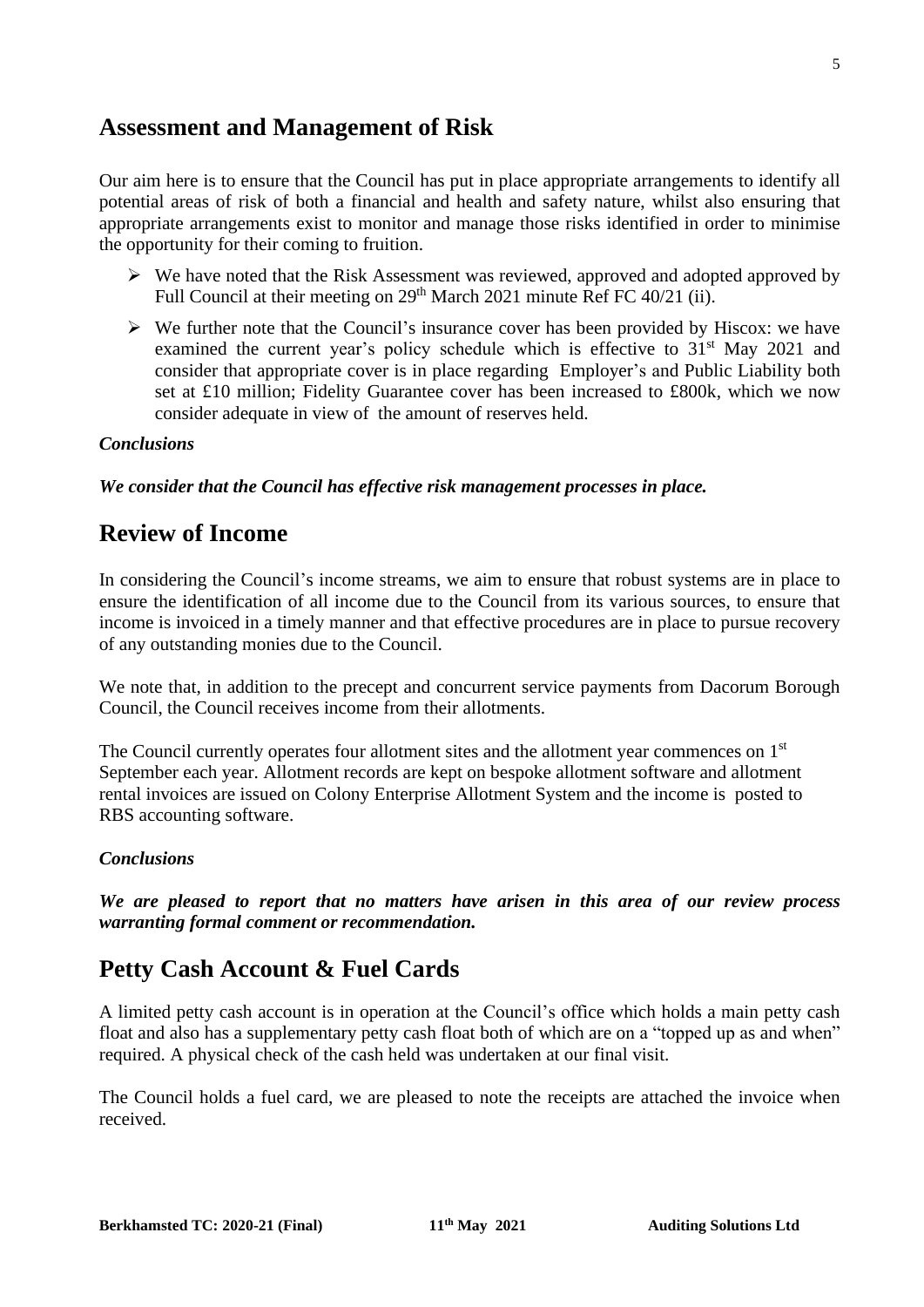## Assessment and Management of Risk

Our aim here is to ensure that the Council has put in place appropriate arrangements to identify all potential areas of risk of both a financial and health and safety nature, whilst also ensuring that appropriate arrangements exist to monitor and manage those risks identified in order to minimise the opportunity for their coming to fruition.

- We have noted that the Risk Assessment was reviewed, approved and adopted approved by Full Council at their meeting on 29th March 2021 minute Ref FC 40/21 (ii).
- We further note that the Council's insurance cover has been provided by Hiscox: we have examined the current year's policy schedule which is effective to 31st May 2021 and consider that appropriate cover is in place regarding Employer's and Public Liability both set at £10 million; Fidelity Guarantee cover has been increased to £800k, which we now consider adequate in view of the amount of reserves held.

***Conclusions***

***We consider that the Council has effective risk management processes in place.***

## Review of Income

In considering the Council's income streams, we aim to ensure that robust systems are in place to ensure the identification of all income due to the Council from its various sources, to ensure that income is invoiced in a timely manner and that effective procedures are in place to pursue recovery of any outstanding monies due to the Council.

We note that, in addition to the precept and concurrent service payments from Dacorum Borough Council, the Council receives income from their allotments.

The Council currently operates four allotment sites and the allotment year commences on 1st September each year. Allotment records are kept on bespoke allotment software and allotment rental invoices are issued on Colony Enterprise Allotment System and the income is posted to RBS accounting software.

***Conclusions***

***We are pleased to report that no matters have arisen in this area of our review process warranting formal comment or recommendation.***

## Petty Cash Account & Fuel Cards

A limited petty cash account is in operation at the Council's office which holds a main petty cash float and also has a supplementary petty cash float both of which are on a "topped up as and when" required. A physical check of the cash held was undertaken at our final visit.

The Council holds a fuel card, we are pleased to note the receipts are attached the invoice when received.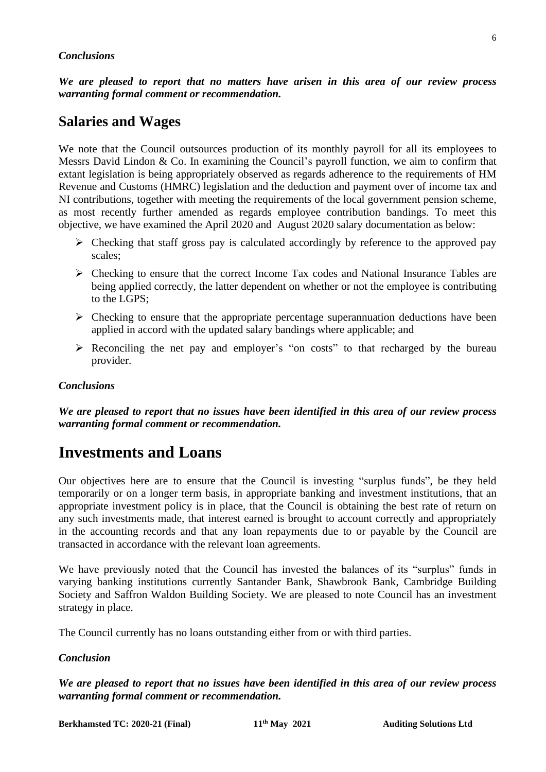*Conclusions*

***We are pleased to report that no matters have arisen in this area of our review process warranting formal comment or recommendation.***

## Salaries and Wages

We note that the Council outsources production of its monthly payroll for all its employees to Messrs David Lindon & Co. In examining the Council's payroll function, we aim to confirm that extant legislation is being appropriately observed as regards adherence to the requirements of HM Revenue and Customs (HMRC) legislation and the deduction and payment over of income tax and NI contributions, together with meeting the requirements of the local government pension scheme, as most recently further amended as regards employee contribution bandings. To meet this objective, we have examined the April 2020 and August 2020 salary documentation as below:

- Checking that staff gross pay is calculated accordingly by reference to the approved pay scales;
- Checking to ensure that the correct Income Tax codes and National Insurance Tables are being applied correctly, the latter dependent on whether or not the employee is contributing to the LGPS;
- Checking to ensure that the appropriate percentage superannuation deductions have been applied in accord with the updated salary bandings where applicable; and
- Reconciling the net pay and employer's "on costs" to that recharged by the bureau provider.

*Conclusions*

***We are pleased to report that no issues have been identified in this area of our review process warranting formal comment or recommendation.***

## Investments and Loans

Our objectives here are to ensure that the Council is investing "surplus funds", be they held temporarily or on a longer term basis, in appropriate banking and investment institutions, that an appropriate investment policy is in place, that the Council is obtaining the best rate of return on any such investments made, that interest earned is brought to account correctly and appropriately in the accounting records and that any loan repayments due to or payable by the Council are transacted in accordance with the relevant loan agreements.

We have previously noted that the Council has invested the balances of its "surplus" funds in varying banking institutions currently Santander Bank, Shawbrook Bank, Cambridge Building Society and Saffron Waldon Building Society. We are pleased to note Council has an investment strategy in place.

The Council currently has no loans outstanding either from or with third parties.

*Conclusion*

***We are pleased to report that no issues have been identified in this area of our review process warranting formal comment or recommendation.***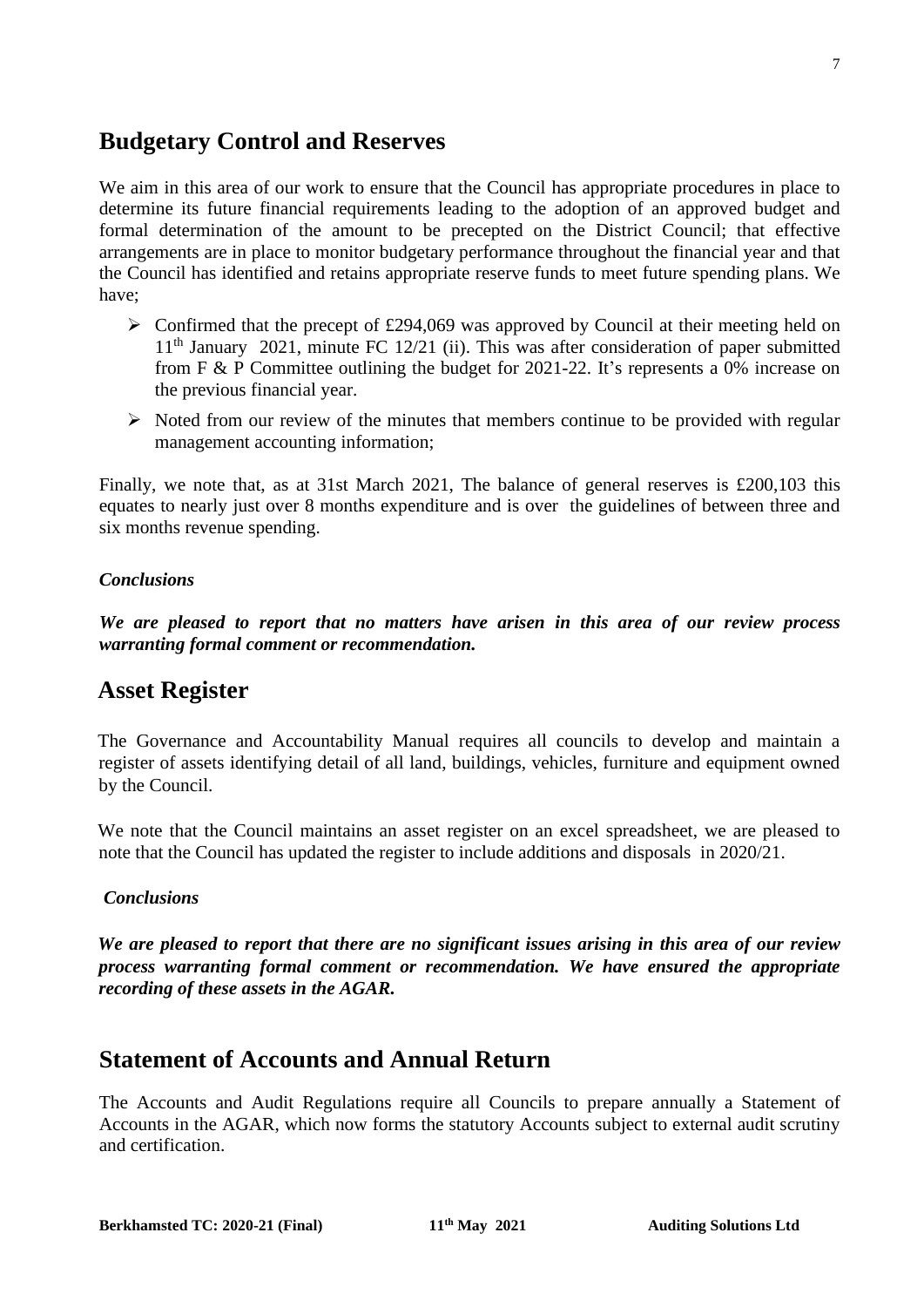## Budgetary Control and Reserves

We aim in this area of our work to ensure that the Council has appropriate procedures in place to determine its future financial requirements leading to the adoption of an approved budget and formal determination of the amount to be precepted on the District Council; that effective arrangements are in place to monitor budgetary performance throughout the financial year and that the Council has identified and retains appropriate reserve funds to meet future spending plans. We have;

- Confirmed that the precept of £294,069 was approved by Council at their meeting held on 11th January 2021, minute FC 12/21 (ii). This was after consideration of paper submitted from F & P Committee outlining the budget for 2021-22. It's represents a 0% increase on the previous financial year.
- Noted from our review of the minutes that members continue to be provided with regular management accounting information;

Finally, we note that, as at 31st March 2021, The balance of general reserves is £200,103 this equates to nearly just over 8 months expenditure and is over the guidelines of between three and six months revenue spending.

***Conclusions***

***We are pleased to report that no matters have arisen in this area of our review process warranting formal comment or recommendation.***

## Asset Register

The Governance and Accountability Manual requires all councils to develop and maintain a register of assets identifying detail of all land, buildings, vehicles, furniture and equipment owned by the Council.

We note that the Council maintains an asset register on an excel spreadsheet, we are pleased to note that the Council has updated the register to include additions and disposals in 2020/21.

***Conclusions***

***We are pleased to report that there are no significant issues arising in this area of our review process warranting formal comment or recommendation. We have ensured the appropriate recording of these assets in the AGAR.***

## Statement of Accounts and Annual Return

The Accounts and Audit Regulations require all Councils to prepare annually a Statement of Accounts in the AGAR, which now forms the statutory Accounts subject to external audit scrutiny and certification.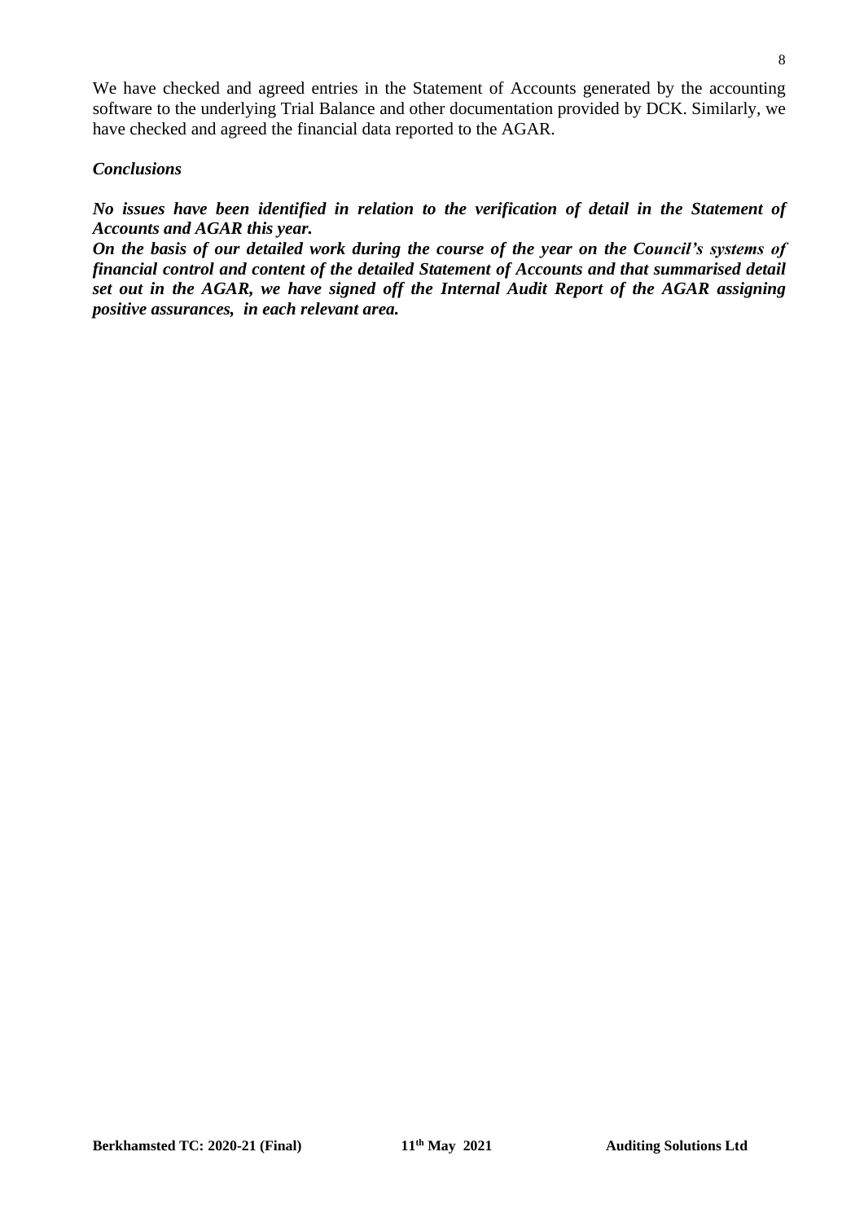We have checked and agreed entries in the Statement of Accounts generated by the accounting software to the underlying Trial Balance and other documentation provided by DCK. Similarly, we have checked and agreed the financial data reported to the AGAR.

***Conclusions***

***No issues have been identified in relation to the verification of detail in the Statement of Accounts and AGAR this year.***
***On the basis of our detailed work during the course of the year on the Council's systems of financial control and content of the detailed Statement of Accounts and that summarised detail set out in the AGAR, we have signed off the Internal Audit Report of the AGAR assigning positive assurances, in each relevant area.***